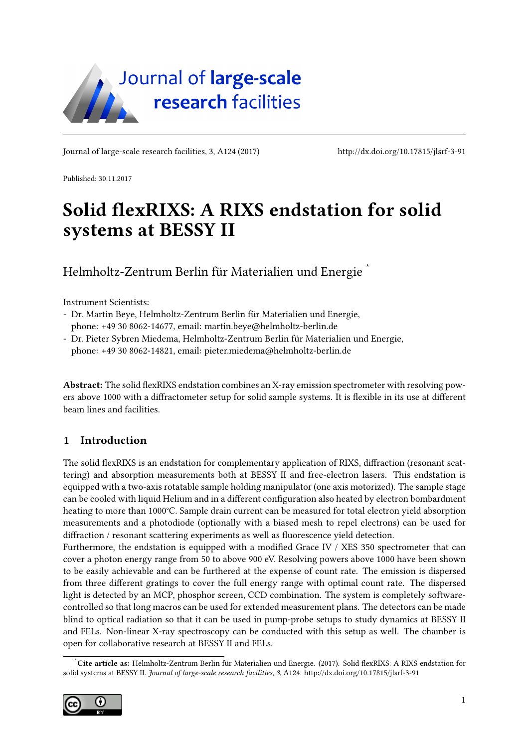Journal of large-scale research facilities, 3, A124 (2017) http://dx.doi.org/10.17815/jlsrf-3-91

Published: 30.11.2017

# Solid flexRIXS: A RIXS endstation for solid systems at BESSY II

Helmholtz-Zentrum Berlin für Materialien und Energie *

Instrument Scientists:

- Dr. Martin Beye, Helmholtz-Zentrum Berlin für Materialien und Energie, phone: +49 30 8062-14677, email: martin.beye@helmholtz-berlin.de
- Dr. Pieter Sybren Miedema, Helmholtz-Zentrum Berlin für Materialien und Energie, phone: +49 30 8062-14821, email: pieter.miedema@helmholtz-berlin.de

**Abstract:** The solid flexRIXS endstation combines an X-ray emission spectrometer with resolving powers above 1000 with a diffractometer setup for solid sample systems. It is flexible in its use at different beam lines and facilities.

## 1 Introduction

The solid flexRIXS is an endstation for complementary application of RIXS, diffraction (resonant scattering) and absorption measurements both at BESSY II and free-electron lasers. This endstation is equipped with a two-axis rotatable sample holding manipulator (one axis motorized). The sample stage can be cooled with liquid Helium and in a different configuration also heated by electron bombardment heating to more than 1000°C. Sample drain current can be measured for total electron yield absorption measurements and a photodiode (optionally with a biased mesh to repel electrons) can be used for diffraction / resonant scattering experiments as well as fluorescence yield detection.

Furthermore, the endstation is equipped with a modified Grace IV / XES 350 spectrometer that can cover a photon energy range from 50 to above 900 eV. Resolving powers above 1000 have been shown to be easily achievable and can be furthered at the expense of count rate. The emission is dispersed from three different gratings to cover the full energy range with optimal count rate. The dispersed light is detected by an MCP, phosphor screen, CCD combination. The system is completely software-controlled so that long macros can be used for extended measurement plans. The detectors can be made blind to optical radiation so that it can be used in pump-probe setups to study dynamics at BESSY II and FELs. Non-linear X-ray spectroscopy can be conducted with this setup as well. The chamber is open for collaborative research at BESSY II and FELs.

*Cite article as: Helmholtz-Zentrum Berlin für Materialien und Energie. (2017). Solid flexRIXS: A RIXS endstation for solid systems at BESSY II. *Journal of large-scale research facilities, 3*, A124. http://dx.doi.org/10.17815/jlsrf-3-91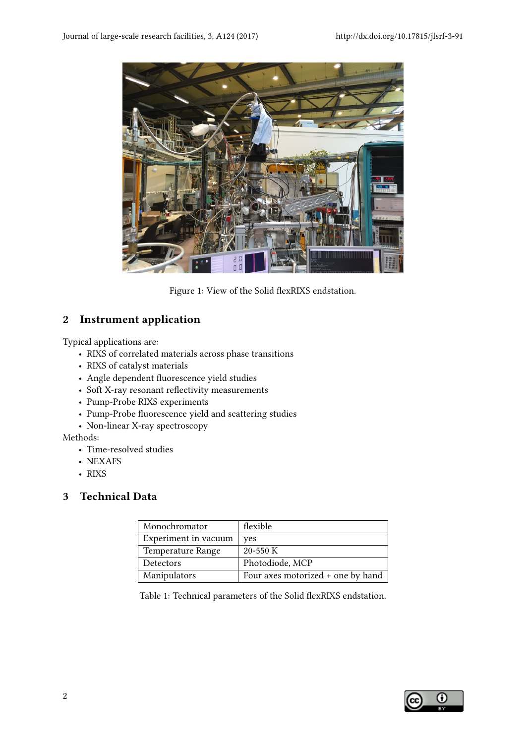Figure 1: View of the Solid flexRIXS endstation.

## 2 Instrument application

Typical applications are:

- RIXS of correlated materials across phase transitions
- RIXS of catalyst materials
- Angle dependent fluorescence yield studies
- Soft X-ray resonant reflectivity measurements
- Pump-Probe RIXS experiments
- Pump-Probe fluorescence yield and scattering studies
- Non-linear X-ray spectroscopy

Methods:

- Time-resolved studies
- NEXAFS
- RIXS

## 3 Technical Data

| | |
|---|---|
| Monochromator | flexible |
| Experiment in vacuum | yes |
| Temperature Range | 20-550 K |
| Detectors | Photodiode, MCP |
| Manipulators | Four axes motorized + one by hand |

Table 1: Technical parameters of the Solid flexRIXS endstation.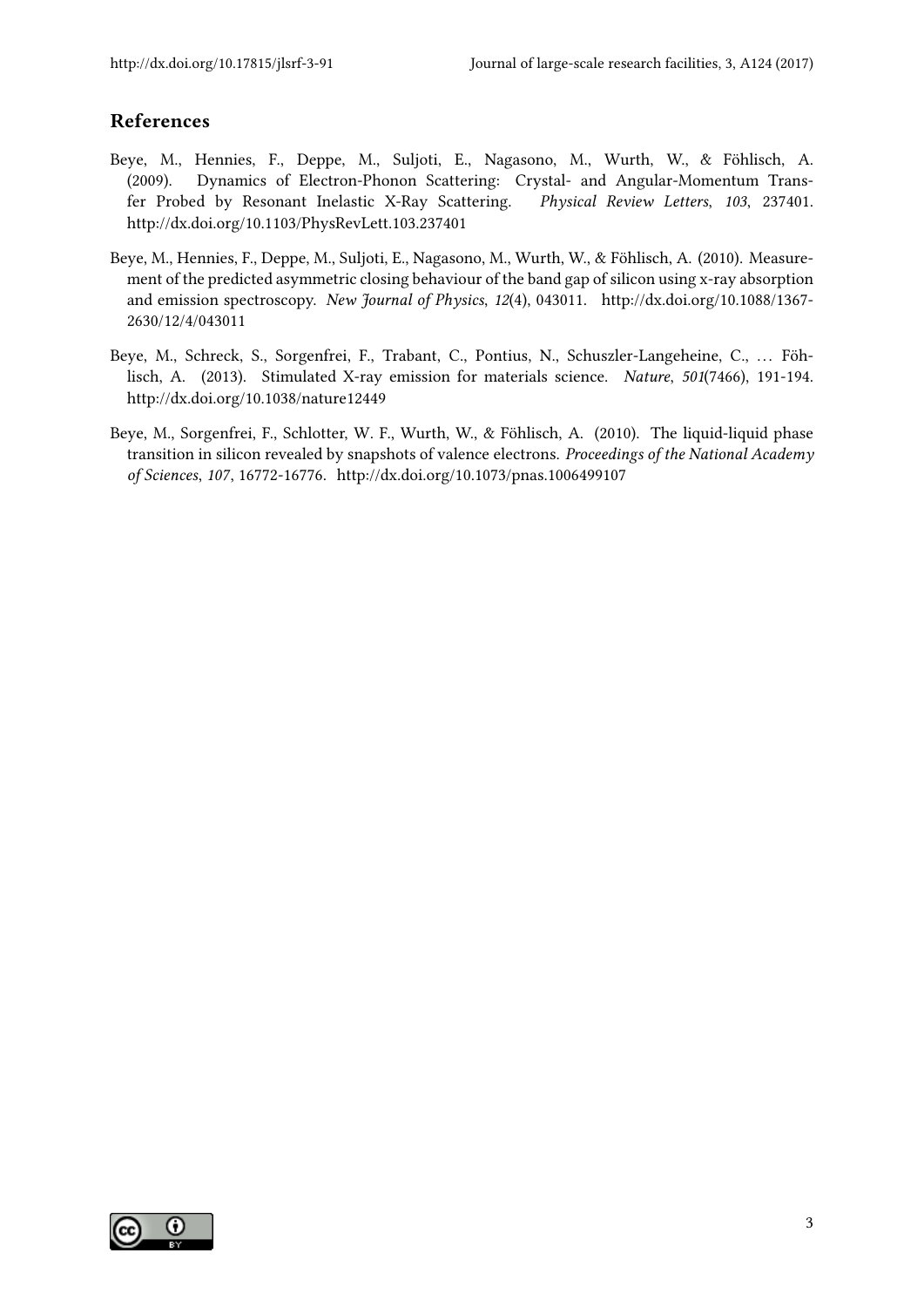## References

Beye, M., Hennies, F., Deppe, M., Suljoti, E., Nagasono, M., Wurth, W., & Föhlisch, A. (2009). Dynamics of Electron-Phonon Scattering: Crystal- and Angular-Momentum Transfer Probed by Resonant Inelastic X-Ray Scattering. *Physical Review Letters*, *103*, 237401. http://dx.doi.org/10.1103/PhysRevLett.103.237401

Beye, M., Hennies, F., Deppe, M., Suljoti, E., Nagasono, M., Wurth, W., & Föhlisch, A. (2010). Measurement of the predicted asymmetric closing behaviour of the band gap of silicon using x-ray absorption and emission spectroscopy. *New Journal of Physics*, *12*(4), 043011. http://dx.doi.org/10.1088/1367-2630/12/4/043011

Beye, M., Schreck, S., Sorgenfrei, F., Trabant, C., Pontius, N., Schuszler-Langeheine, C., … Föhlisch, A. (2013). Stimulated X-ray emission for materials science. *Nature*, *501*(7466), 191-194. http://dx.doi.org/10.1038/nature12449

Beye, M., Sorgenfrei, F., Schlotter, W. F., Wurth, W., & Föhlisch, A. (2010). The liquid-liquid phase transition in silicon revealed by snapshots of valence electrons. *Proceedings of the National Academy of Sciences*, *107*, 16772-16776. http://dx.doi.org/10.1073/pnas.1006499107